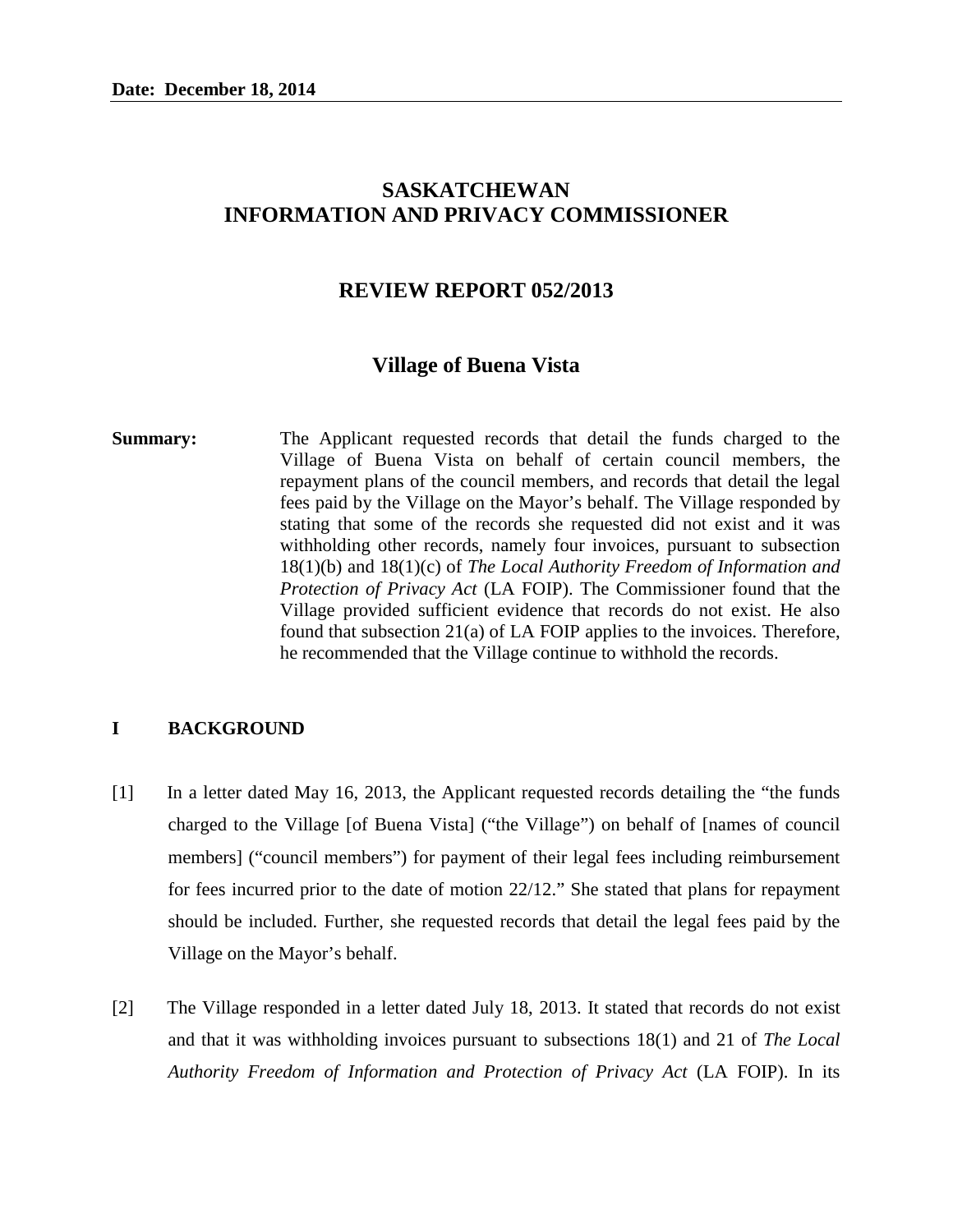**Date: December 18, 2014**

# SASKATCHEWAN INFORMATION AND PRIVACY COMMISSIONER

## REVIEW REPORT 052/2013

## Village of Buena Vista

**Summary:** The Applicant requested records that detail the funds charged to the Village of Buena Vista on behalf of certain council members, the repayment plans of the council members, and records that detail the legal fees paid by the Village on the Mayor's behalf. The Village responded by stating that some of the records she requested did not exist and it was withholding other records, namely four invoices, pursuant to subsection 18(1)(b) and 18(1)(c) of *The Local Authority Freedom of Information and Protection of Privacy Act* (LA FOIP). The Commissioner found that the Village provided sufficient evidence that records do not exist. He also found that subsection 21(a) of LA FOIP applies to the invoices. Therefore, he recommended that the Village continue to withhold the records.

## I BACKGROUND

[1] In a letter dated May 16, 2013, the Applicant requested records detailing the "the funds charged to the Village [of Buena Vista] ("the Village") on behalf of [names of council members] ("council members") for payment of their legal fees including reimbursement for fees incurred prior to the date of motion 22/12." She stated that plans for repayment should be included. Further, she requested records that detail the legal fees paid by the Village on the Mayor's behalf.

[2] The Village responded in a letter dated July 18, 2013. It stated that records do not exist and that it was withholding invoices pursuant to subsections 18(1) and 21 of *The Local Authority Freedom of Information and Protection of Privacy Act* (LA FOIP). In its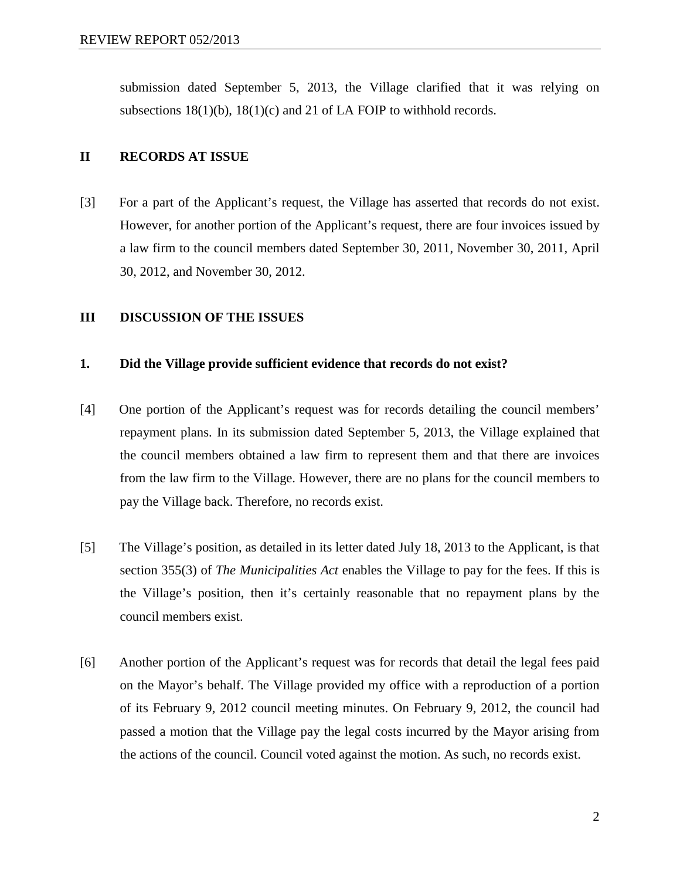submission dated September 5, 2013, the Village clarified that it was relying on subsections 18(1)(b), 18(1)(c) and 21 of LA FOIP to withhold records.

## II RECORDS AT ISSUE

[3] For a part of the Applicant's request, the Village has asserted that records do not exist. However, for another portion of the Applicant's request, there are four invoices issued by a law firm to the council members dated September 30, 2011, November 30, 2011, April 30, 2012, and November 30, 2012.

## III DISCUSSION OF THE ISSUES

### 1. Did the Village provide sufficient evidence that records do not exist?

[4] One portion of the Applicant's request was for records detailing the council members' repayment plans. In its submission dated September 5, 2013, the Village explained that the council members obtained a law firm to represent them and that there are invoices from the law firm to the Village. However, there are no plans for the council members to pay the Village back. Therefore, no records exist.

[5] The Village's position, as detailed in its letter dated July 18, 2013 to the Applicant, is that section 355(3) of *The Municipalities Act* enables the Village to pay for the fees. If this is the Village's position, then it's certainly reasonable that no repayment plans by the council members exist.

[6] Another portion of the Applicant's request was for records that detail the legal fees paid on the Mayor's behalf. The Village provided my office with a reproduction of a portion of its February 9, 2012 council meeting minutes. On February 9, 2012, the council had passed a motion that the Village pay the legal costs incurred by the Mayor arising from the actions of the council. Council voted against the motion. As such, no records exist.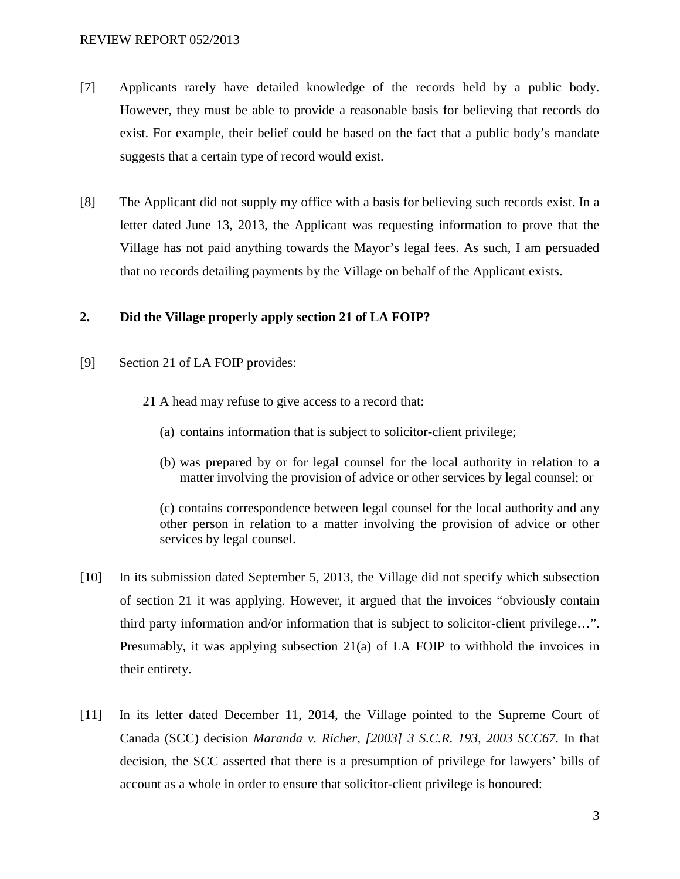[7] Applicants rarely have detailed knowledge of the records held by a public body. However, they must be able to provide a reasonable basis for believing that records do exist. For example, their belief could be based on the fact that a public body's mandate suggests that a certain type of record would exist.

[8] The Applicant did not supply my office with a basis for believing such records exist. In a letter dated June 13, 2013, the Applicant was requesting information to prove that the Village has not paid anything towards the Mayor's legal fees. As such, I am persuaded that no records detailing payments by the Village on behalf of the Applicant exists.

## 2. Did the Village properly apply section 21 of LA FOIP?

[9] Section 21 of LA FOIP provides:

> 21 A head may refuse to give access to a record that:
>
> (a) contains information that is subject to solicitor-client privilege;
>
> (b) was prepared by or for legal counsel for the local authority in relation to a matter involving the provision of advice or other services by legal counsel; or
>
> (c) contains correspondence between legal counsel for the local authority and any other person in relation to a matter involving the provision of advice or other services by legal counsel.

[10] In its submission dated September 5, 2013, the Village did not specify which subsection of section 21 it was applying. However, it argued that the invoices "obviously contain third party information and/or information that is subject to solicitor-client privilege…". Presumably, it was applying subsection 21(a) of LA FOIP to withhold the invoices in their entirety.

[11] In its letter dated December 11, 2014, the Village pointed to the Supreme Court of Canada (SCC) decision *Maranda v. Richer, [2003] 3 S.C.R. 193, 2003 SCC67*. In that decision, the SCC asserted that there is a presumption of privilege for lawyers' bills of account as a whole in order to ensure that solicitor-client privilege is honoured: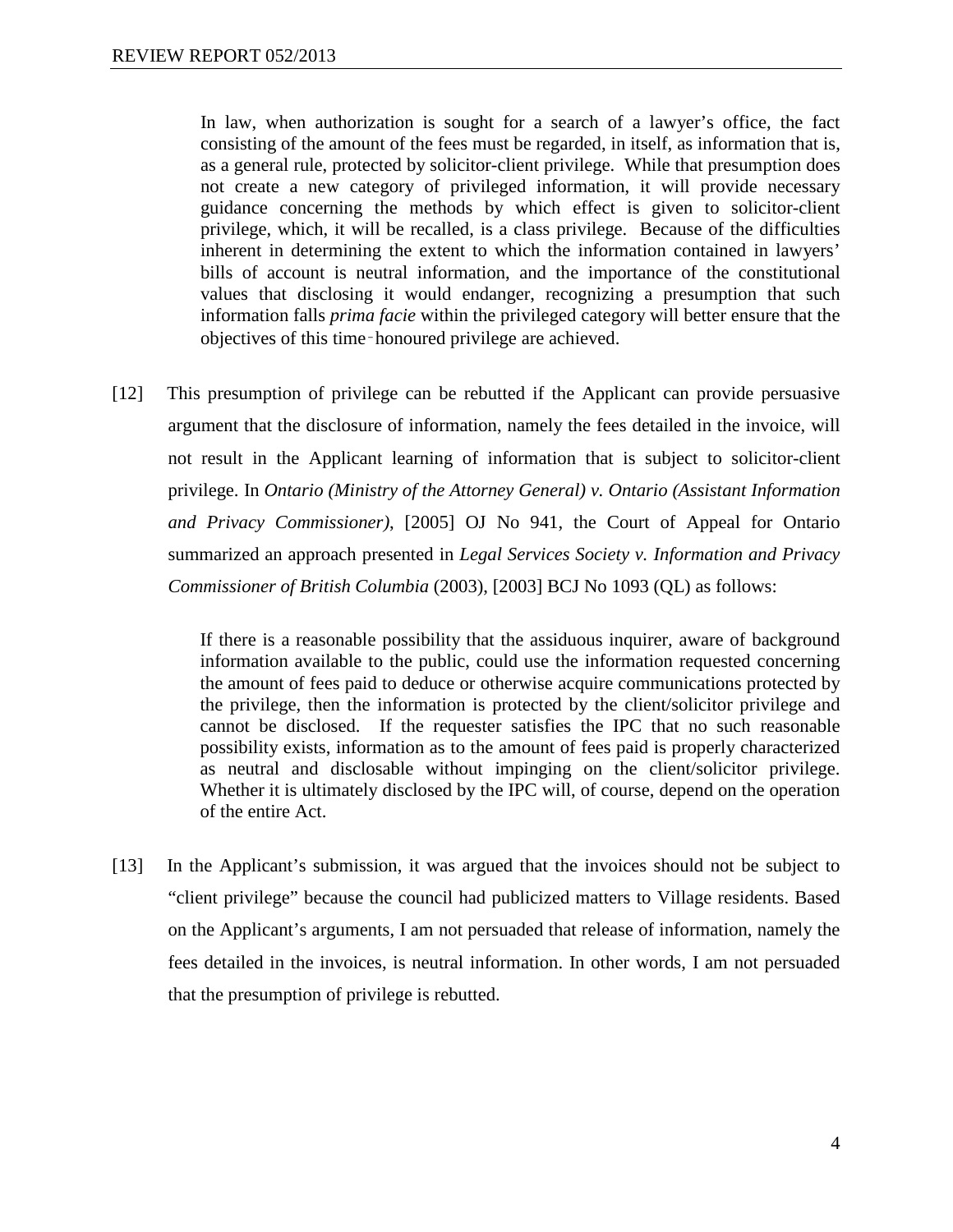> In law, when authorization is sought for a search of a lawyer's office, the fact consisting of the amount of the fees must be regarded, in itself, as information that is, as a general rule, protected by solicitor-client privilege. While that presumption does not create a new category of privileged information, it will provide necessary guidance concerning the methods by which effect is given to solicitor-client privilege, which, it will be recalled, is a class privilege. Because of the difficulties inherent in determining the extent to which the information contained in lawyers' bills of account is neutral information, and the importance of the constitutional values that disclosing it would endanger, recognizing a presumption that such information falls *prima facie* within the privileged category will better ensure that the objectives of this time‑honoured privilege are achieved.

[12] This presumption of privilege can be rebutted if the Applicant can provide persuasive argument that the disclosure of information, namely the fees detailed in the invoice, will not result in the Applicant learning of information that is subject to solicitor-client privilege. In *Ontario (Ministry of the Attorney General) v. Ontario (Assistant Information and Privacy Commissioner)*, [2005] OJ No 941, the Court of Appeal for Ontario summarized an approach presented in *Legal Services Society v. Information and Privacy Commissioner of British Columbia* (2003), [2003] BCJ No 1093 (QL) as follows:

> If there is a reasonable possibility that the assiduous inquirer, aware of background information available to the public, could use the information requested concerning the amount of fees paid to deduce or otherwise acquire communications protected by the privilege, then the information is protected by the client/solicitor privilege and cannot be disclosed. If the requester satisfies the IPC that no such reasonable possibility exists, information as to the amount of fees paid is properly characterized as neutral and disclosable without impinging on the client/solicitor privilege. Whether it is ultimately disclosed by the IPC will, of course, depend on the operation of the entire Act.

[13] In the Applicant's submission, it was argued that the invoices should not be subject to "client privilege" because the council had publicized matters to Village residents. Based on the Applicant's arguments, I am not persuaded that release of information, namely the fees detailed in the invoices, is neutral information. In other words, I am not persuaded that the presumption of privilege is rebutted.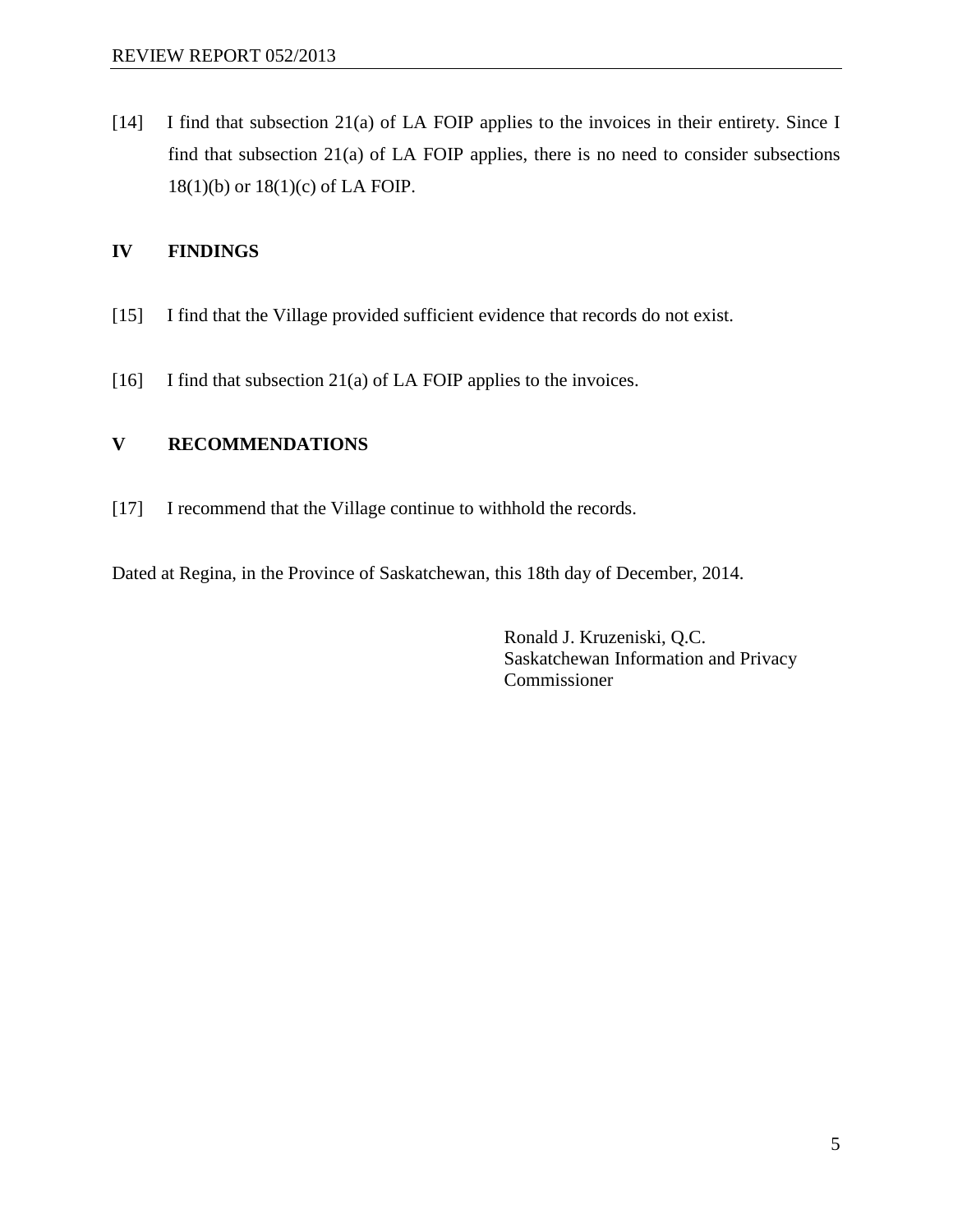[14] I find that subsection 21(a) of LA FOIP applies to the invoices in their entirety. Since I find that subsection 21(a) of LA FOIP applies, there is no need to consider subsections 18(1)(b) or 18(1)(c) of LA FOIP.

## IV FINDINGS

[15] I find that the Village provided sufficient evidence that records do not exist.

[16] I find that subsection 21(a) of LA FOIP applies to the invoices.

## V RECOMMENDATIONS

[17] I recommend that the Village continue to withhold the records.

Dated at Regina, in the Province of Saskatchewan, this 18th day of December, 2014.

Ronald J. Kruzeniski, Q.C.
Saskatchewan Information and Privacy Commissioner